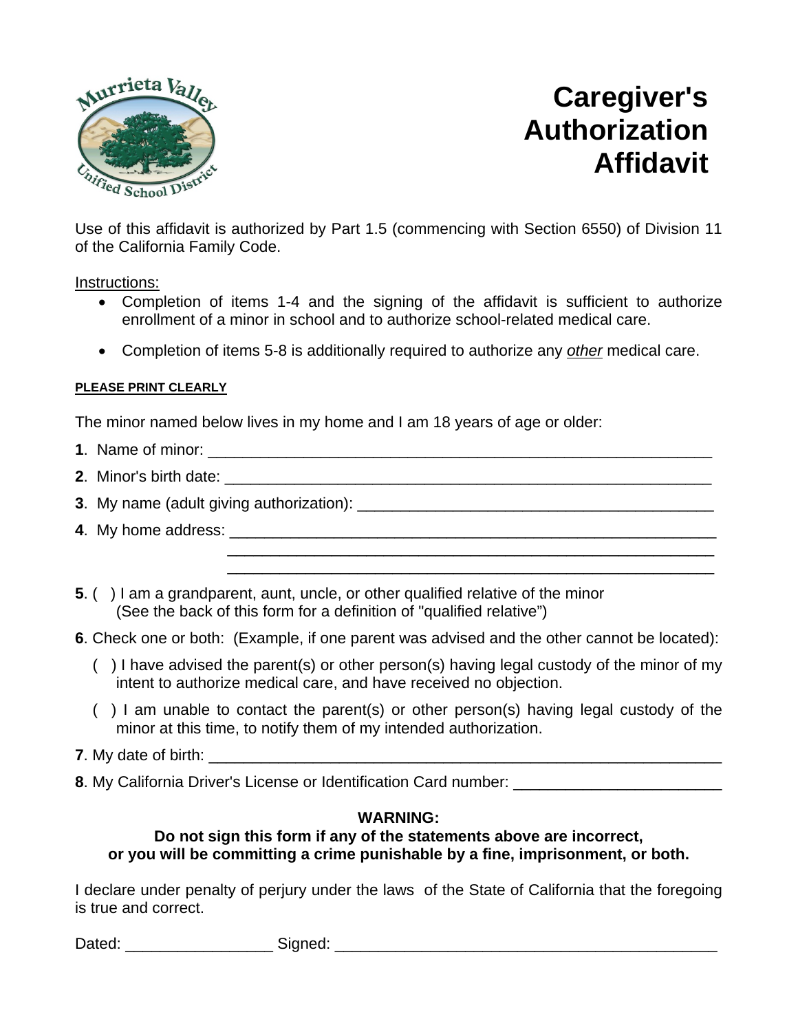Murrieta Valley Unified School District

# Caregiver's Authorization Affidavit

Use of this affidavit is authorized by Part 1.5 (commencing with Section 6550) of Division 11 of the California Family Code.

Instructions:

- Completion of items 1-4 and the signing of the affidavit is sufficient to authorize enrollment of a minor in school and to authorize school-related medical care.
- Completion of items 5-8 is additionally required to authorize any *other* medical care.

**PLEASE PRINT CLEARLY**

The minor named below lives in my home and I am 18 years of age or older:

**1**. Name of minor: ____________________________________________________________

**2**. Minor's birth date: __________________________________________________________

**3**. My name (adult giving authorization): ________________________________________

**4**. My home address: ___________________________________________________________

______________________________________________________________

______________________________________________________________

**5**. ( ) I am a grandparent, aunt, uncle, or other qualified relative of the minor (See the back of this form for a definition of "qualified relative")

**6**. Check one or both: (Example, if one parent was advised and the other cannot be located):

( ) I have advised the parent(s) or other person(s) having legal custody of the minor of my intent to authorize medical care, and have received no objection.

( ) I am unable to contact the parent(s) or other person(s) having legal custody of the minor at this time, to notify them of my intended authorization.

**7**. My date of birth: ______________________________________________________________

**8**. My California Driver's License or Identification Card number: ________________________

**WARNING:**
**Do not sign this form if any of the statements above are incorrect, or you will be committing a crime punishable by a fine, imprisonment, or both.**

I declare under penalty of perjury under the laws of the State of California that the foregoing is true and correct.

Dated: _________________ Signed: ____________________________________________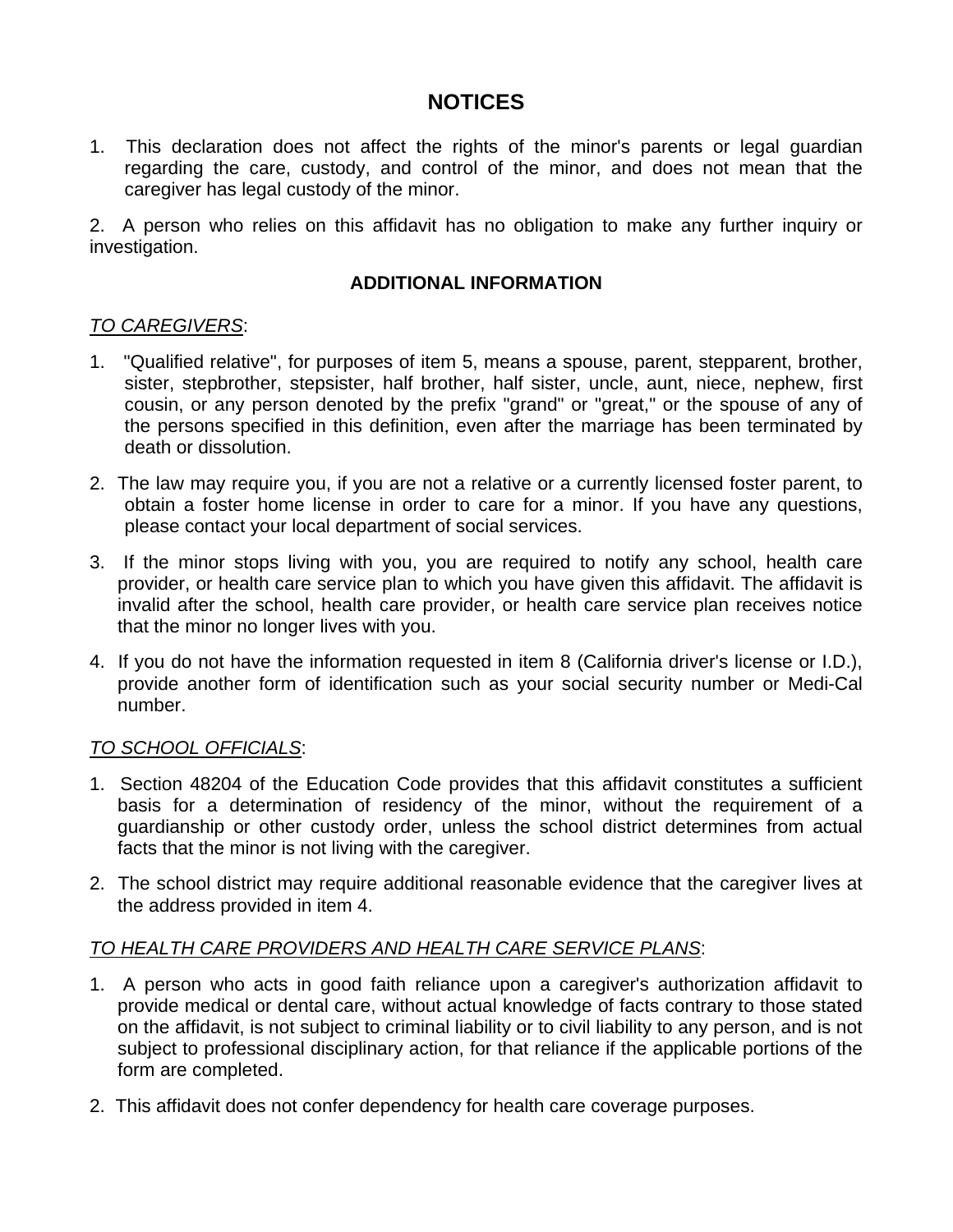## NOTICES

1. This declaration does not affect the rights of the minor's parents or legal guardian regarding the care, custody, and control of the minor, and does not mean that the caregiver has legal custody of the minor.

2. A person who relies on this affidavit has no obligation to make any further inquiry or investigation.

### ADDITIONAL INFORMATION

*TO CAREGIVERS*:

1. "Qualified relative", for purposes of item 5, means a spouse, parent, stepparent, brother, sister, stepbrother, stepsister, half brother, half sister, uncle, aunt, niece, nephew, first cousin, or any person denoted by the prefix "grand" or "great," or the spouse of any of the persons specified in this definition, even after the marriage has been terminated by death or dissolution.

2. The law may require you, if you are not a relative or a currently licensed foster parent, to obtain a foster home license in order to care for a minor. If you have any questions, please contact your local department of social services.

3. If the minor stops living with you, you are required to notify any school, health care provider, or health care service plan to which you have given this affidavit. The affidavit is invalid after the school, health care provider, or health care service plan receives notice that the minor no longer lives with you.

4. If you do not have the information requested in item 8 (California driver's license or I.D.), provide another form of identification such as your social security number or Medi-Cal number.

*TO SCHOOL OFFICIALS*:

1. Section 48204 of the Education Code provides that this affidavit constitutes a sufficient basis for a determination of residency of the minor, without the requirement of a guardianship or other custody order, unless the school district determines from actual facts that the minor is not living with the caregiver.

2. The school district may require additional reasonable evidence that the caregiver lives at the address provided in item 4.

*TO HEALTH CARE PROVIDERS AND HEALTH CARE SERVICE PLANS*:

1. A person who acts in good faith reliance upon a caregiver's authorization affidavit to provide medical or dental care, without actual knowledge of facts contrary to those stated on the affidavit, is not subject to criminal liability or to civil liability to any person, and is not subject to professional disciplinary action, for that reliance if the applicable portions of the form are completed.

2. This affidavit does not confer dependency for health care coverage purposes.